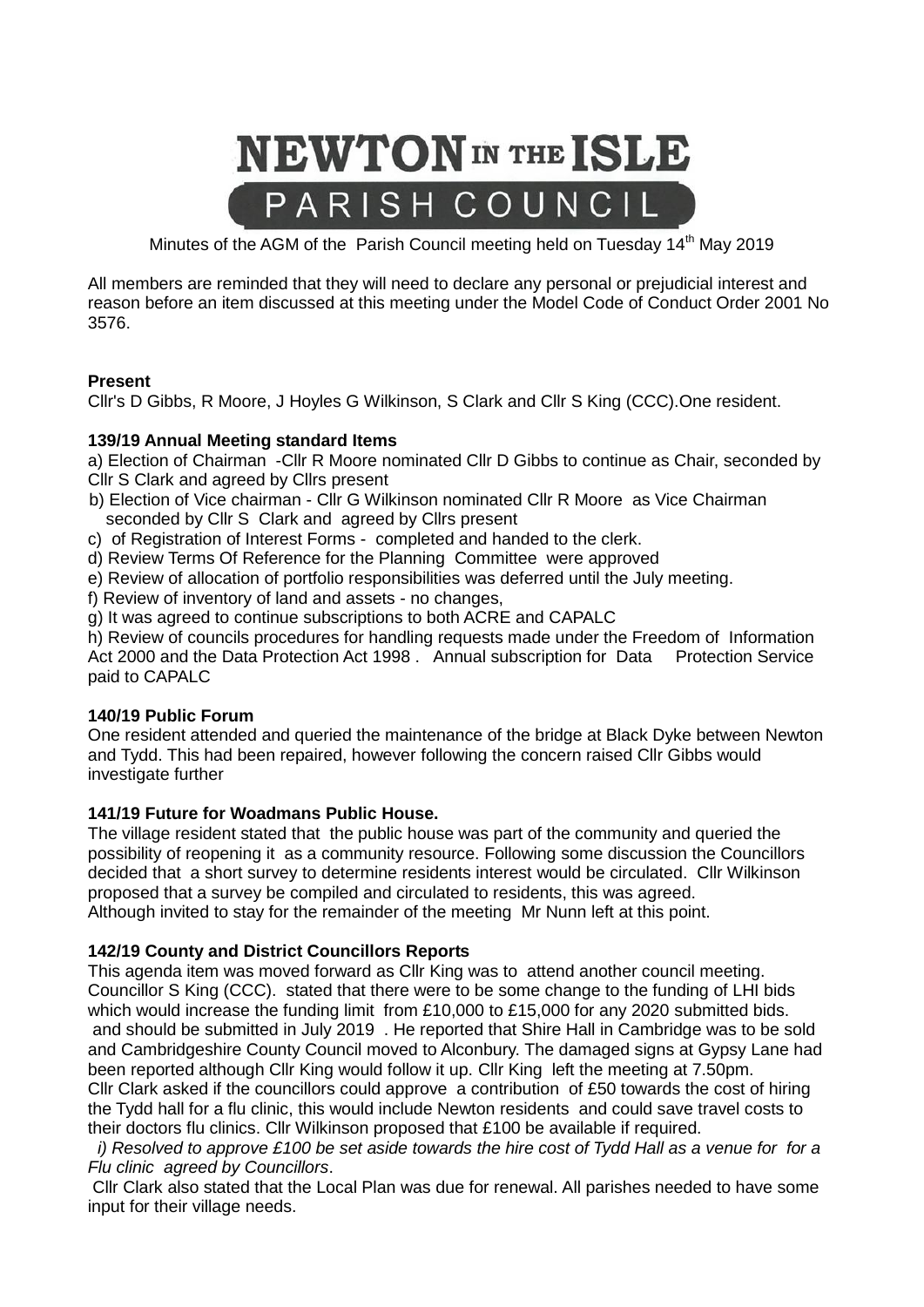# NEWTON IN THE ISLE
## PARISH COUNCIL

Minutes of the AGM of the Parish Council meeting held on Tuesday 14th May 2019

All members are reminded that they will need to declare any personal or prejudicial interest and reason before an item discussed at this meeting under the Model Code of Conduct Order 2001 No 3576.

**Present**

Cllr's D Gibbs, R Moore, J Hoyles G Wilkinson, S Clark and Cllr S King (CCC).One resident.

**139/19 Annual Meeting standard Items**

a) Election of Chairman -Cllr R Moore nominated Cllr D Gibbs to continue as Chair, seconded by Cllr S Clark and agreed by Cllrs present

b) Election of Vice chairman - Cllr G Wilkinson nominated Cllr R Moore as Vice Chairman seconded by Cllr S Clark and agreed by Cllrs present

c) of Registration of Interest Forms - completed and handed to the clerk.

d) Review Terms Of Reference for the Planning Committee were approved

e) Review of allocation of portfolio responsibilities was deferred until the July meeting.

f) Review of inventory of land and assets - no changes,

g) It was agreed to continue subscriptions to both ACRE and CAPALC

h) Review of councils procedures for handling requests made under the Freedom of Information Act 2000 and the Data Protection Act 1998 . Annual subscription for Data Protection Service paid to CAPALC

**140/19 Public Forum**

One resident attended and queried the maintenance of the bridge at Black Dyke between Newton and Tydd. This had been repaired, however following the concern raised Cllr Gibbs would investigate further

**141/19 Future for Woadmans Public House.**

The village resident stated that the public house was part of the community and queried the possibility of reopening it as a community resource. Following some discussion the Councillors decided that a short survey to determine residents interest would be circulated. Cllr Wilkinson proposed that a survey be compiled and circulated to residents, this was agreed.
Although invited to stay for the remainder of the meeting Mr Nunn left at this point.

**142/19 County and District Councillors Reports**

This agenda item was moved forward as Cllr King was to attend another council meeting. Councillor S King (CCC). stated that there were to be some change to the funding of LHI bids which would increase the funding limit from £10,000 to £15,000 for any 2020 submitted bids. and should be submitted in July 2019 . He reported that Shire Hall in Cambridge was to be sold and Cambridgeshire County Council moved to Alconbury. The damaged signs at Gypsy Lane had been reported although Cllr King would follow it up. Cllr King left the meeting at 7.50pm.
Cllr Clark asked if the councillors could approve a contribution of £50 towards the cost of hiring the Tydd hall for a flu clinic, this would include Newton residents and could save travel costs to their doctors flu clinics. Cllr Wilkinson proposed that £100 be available if required.

*i) Resolved to approve £100 be set aside towards the hire cost of Tydd Hall as a venue for for a Flu clinic agreed by Councillors*.

Cllr Clark also stated that the Local Plan was due for renewal. All parishes needed to have some input for their village needs.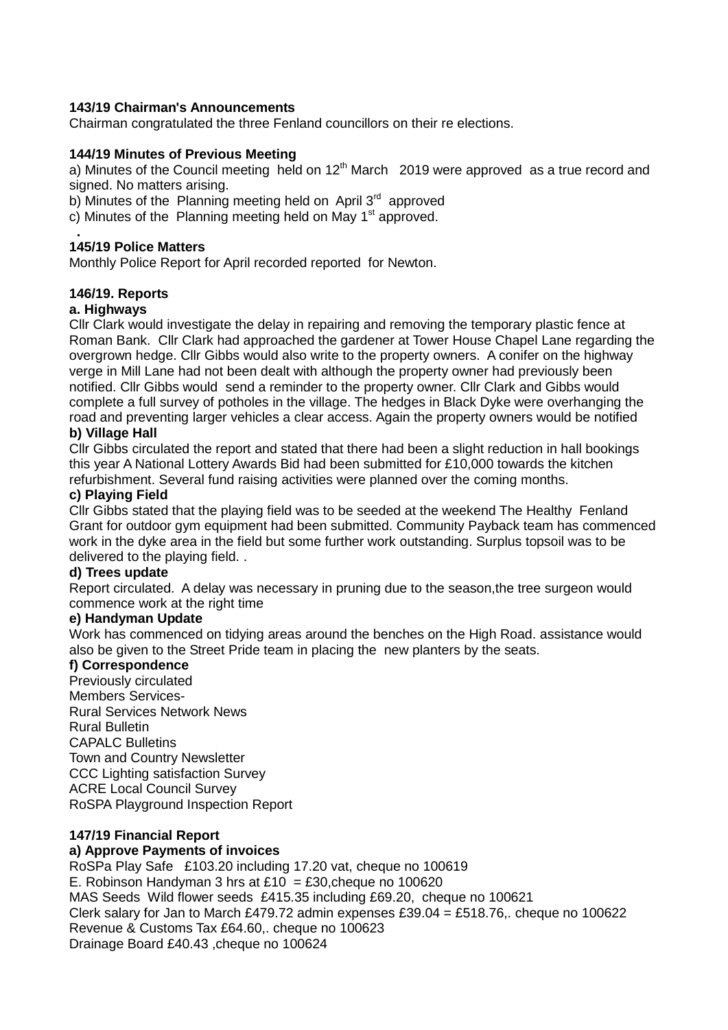**143/19 Chairman's Announcements**

Chairman congratulated the three Fenland councillors on their re elections.

**144/19 Minutes of Previous Meeting**

a) Minutes of the Council meeting held on 12th March 2019 were approved as a true record and signed. No matters arising.

b) Minutes of the Planning meeting held on April 3rd approved

c) Minutes of the Planning meeting held on May 1st approved.

.

**145/19 Police Matters**

Monthly Police Report for April recorded reported for Newton.

**146/19. Reports**

**a. Highways**

Cllr Clark would investigate the delay in repairing and removing the temporary plastic fence at Roman Bank. Cllr Clark had approached the gardener at Tower House Chapel Lane regarding the overgrown hedge. Cllr Gibbs would also write to the property owners. A conifer on the highway verge in Mill Lane had not been dealt with although the property owner had previously been notified. Cllr Gibbs would send a reminder to the property owner. Cllr Clark and Gibbs would complete a full survey of potholes in the village. The hedges in Black Dyke were overhanging the road and preventing larger vehicles a clear access. Again the property owners would be notified

**b) Village Hall**

Cllr Gibbs circulated the report and stated that there had been a slight reduction in hall bookings this year A National Lottery Awards Bid had been submitted for £10,000 towards the kitchen refurbishment. Several fund raising activities were planned over the coming months.

**c) Playing Field**

Cllr Gibbs stated that the playing field was to be seeded at the weekend The Healthy Fenland Grant for outdoor gym equipment had been submitted. Community Payback team has commenced work in the dyke area in the field but some further work outstanding. Surplus topsoil was to be delivered to the playing field. .

**d) Trees update**

Report circulated. A delay was necessary in pruning due to the season,the tree surgeon would commence work at the right time

**e) Handyman Update**

Work has commenced on tidying areas around the benches on the High Road. assistance would also be given to the Street Pride team in placing the new planters by the seats.

**f) Correspondence**

Previously circulated
Members Services-
Rural Services Network News
Rural Bulletin
CAPALC Bulletins
Town and Country Newsletter
CCC Lighting satisfaction Survey
ACRE Local Council Survey
RoSPA Playground Inspection Report

**147/19 Financial Report**

**a) Approve Payments of invoices**

RoSPa Play Safe £103.20 including 17.20 vat, cheque no 100619
E. Robinson Handyman 3 hrs at £10 = £30,cheque no 100620
MAS Seeds Wild flower seeds £415.35 including £69.20, cheque no 100621
Clerk salary for Jan to March £479.72 admin expenses £39.04 = £518.76,. cheque no 100622
Revenue & Customs Tax £64.60,. cheque no 100623
Drainage Board £40.43 ,cheque no 100624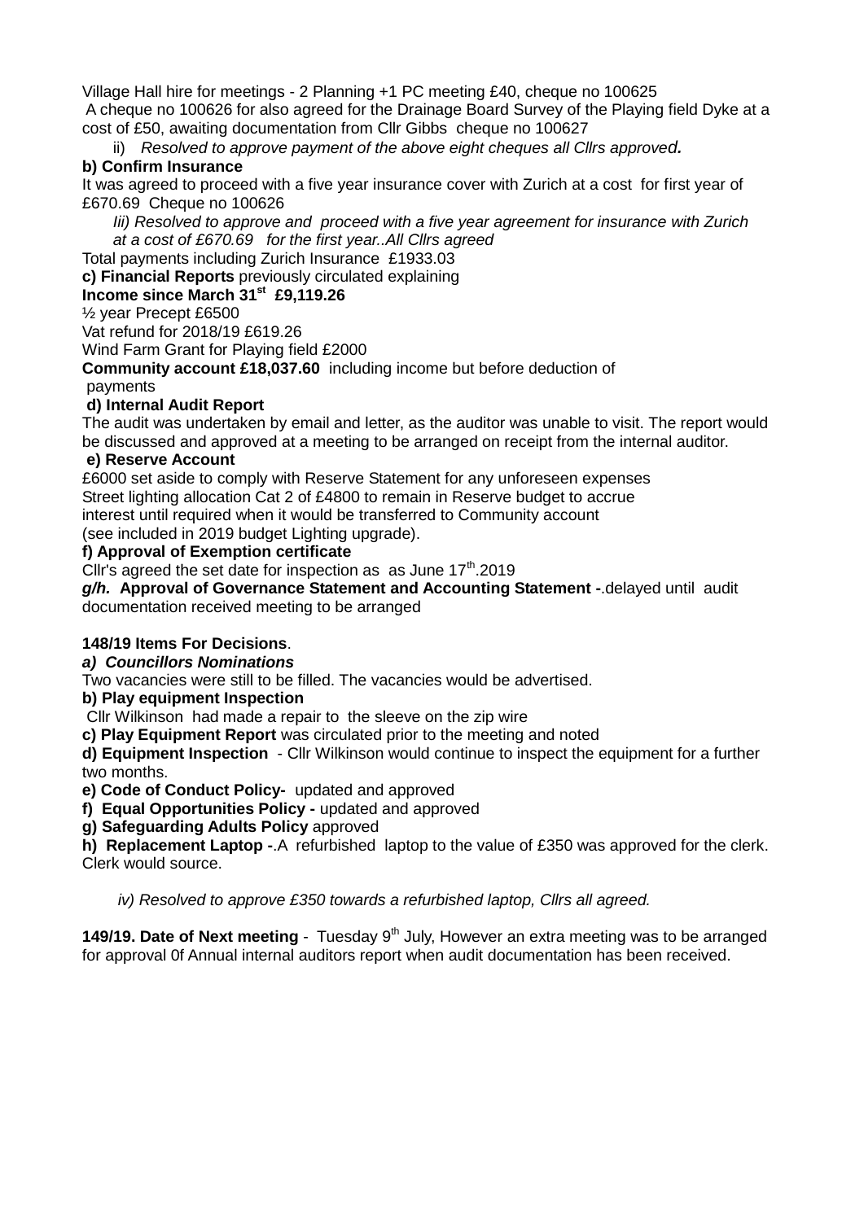Village Hall hire for meetings - 2 Planning +1 PC meeting £40, cheque no 100625
A cheque no 100626 for also agreed for the Drainage Board Survey of the Playing field Dyke at a cost of £50, awaiting documentation from Cllr Gibbs cheque no 100627

ii) *Resolved to approve payment of the above eight cheques all Cllrs approved.*

**b) Confirm Insurance**

It was agreed to proceed with a five year insurance cover with Zurich at a cost for first year of £670.69 Cheque no 100626

*Iii) Resolved to approve and proceed with a five year agreement for insurance with Zurich at a cost of £670.69 for the first year..All Cllrs agreed*

Total payments including Zurich Insurance £1933.03

**c) Financial Reports** previously circulated explaining

**Income since March 31st £9,119.26**

½ year Precept £6500

Vat refund for 2018/19 £619.26

Wind Farm Grant for Playing field £2000

**Community account £18,037.60** including income but before deduction of payments

**d) Internal Audit Report**

The audit was undertaken by email and letter, as the auditor was unable to visit. The report would be discussed and approved at a meeting to be arranged on receipt from the internal auditor.

**e) Reserve Account**

£6000 set aside to comply with Reserve Statement for any unforeseen expenses
Street lighting allocation Cat 2 of £4800 to remain in Reserve budget to accrue interest until required when it would be transferred to Community account
(see included in 2019 budget Lighting upgrade).

**f) Approval of Exemption certificate**

Cllr's agreed the set date for inspection as as June 17th.2019

***g/h.* Approval of Governance Statement and Accounting Statement -**.delayed until audit documentation received meeting to be arranged

**148/19 Items For Decisions**.

***a) Councillors Nominations***

Two vacancies were still to be filled. The vacancies would be advertised.

**b) Play equipment Inspection**

Cllr Wilkinson had made a repair to the sleeve on the zip wire

**c) Play Equipment Report** was circulated prior to the meeting and noted

**d) Equipment Inspection** - Cllr Wilkinson would continue to inspect the equipment for a further two months.

**e) Code of Conduct Policy-** updated and approved

**f) Equal Opportunities Policy -** updated and approved

**g) Safeguarding Adults Policy** approved

**h) Replacement Laptop -**.A refurbished laptop to the value of £350 was approved for the clerk. Clerk would source.

*iv) Resolved to approve £350 towards a refurbished laptop, Cllrs all agreed.*

**149/19. Date of Next meeting** - Tuesday 9th July, However an extra meeting was to be arranged for approval 0f Annual internal auditors report when audit documentation has been received.